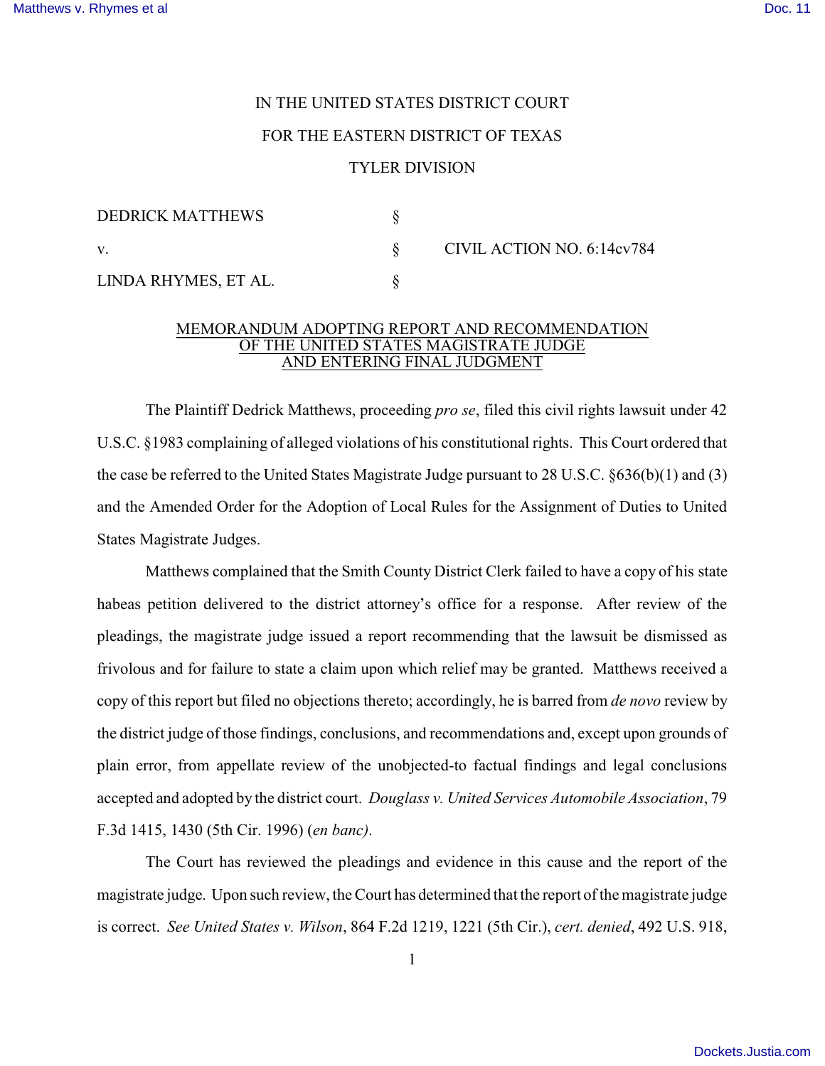IN THE UNITED STATES DISTRICT COURT

FOR THE EASTERN DISTRICT OF TEXAS

TYLER DIVISION

| | | |
|---|---|---|
| DEDRICK MATTHEWS | § | |
| v. | § | CIVIL ACTION NO. 6:14cv784 |
| LINDA RHYMES, ET AL. | § | |

## MEMORANDUM ADOPTING REPORT AND RECOMMENDATION OF THE UNITED STATES MAGISTRATE JUDGE AND ENTERING FINAL JUDGMENT

The Plaintiff Dedrick Matthews, proceeding *pro se*, filed this civil rights lawsuit under 42 U.S.C. §1983 complaining of alleged violations of his constitutional rights. This Court ordered that the case be referred to the United States Magistrate Judge pursuant to 28 U.S.C. §636(b)(1) and (3) and the Amended Order for the Adoption of Local Rules for the Assignment of Duties to United States Magistrate Judges.

Matthews complained that the Smith County District Clerk failed to have a copy of his state habeas petition delivered to the district attorney's office for a response. After review of the pleadings, the magistrate judge issued a report recommending that the lawsuit be dismissed as frivolous and for failure to state a claim upon which relief may be granted. Matthews received a copy of this report but filed no objections thereto; accordingly, he is barred from *de novo* review by the district judge of those findings, conclusions, and recommendations and, except upon grounds of plain error, from appellate review of the unobjected-to factual findings and legal conclusions accepted and adopted by the district court. *Douglass v. United Services Automobile Association*, 79 F.3d 1415, 1430 (5th Cir. 1996) (*en banc)*.

The Court has reviewed the pleadings and evidence in this cause and the report of the magistrate judge. Upon such review, the Court has determined that the report of the magistrate judge is correct. *See United States v. Wilson*, 864 F.2d 1219, 1221 (5th Cir.), *cert. denied*, 492 U.S. 918,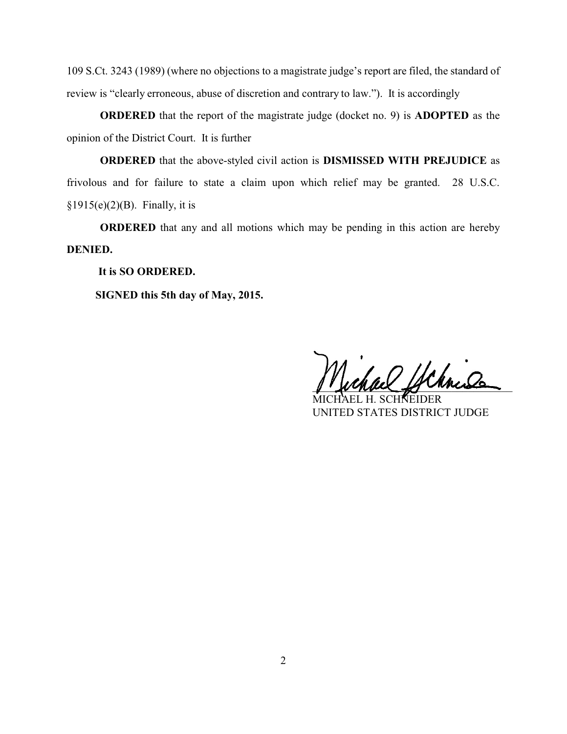109 S.Ct. 3243 (1989) (where no objections to a magistrate judge's report are filed, the standard of review is "clearly erroneous, abuse of discretion and contrary to law."). It is accordingly

**ORDERED** that the report of the magistrate judge (docket no. 9) is **ADOPTED** as the opinion of the District Court. It is further

**ORDERED** that the above-styled civil action is **DISMISSED WITH PREJUDICE** as frivolous and for failure to state a claim upon which relief may be granted. 28 U.S.C. §1915(e)(2)(B). Finally, it is

**ORDERED** that any and all motions which may be pending in this action are hereby **DENIED.**

**It is SO ORDERED.**

**SIGNED this 5th day of May, 2015.**

MICHAEL H. SCHNEIDER
UNITED STATES DISTRICT JUDGE